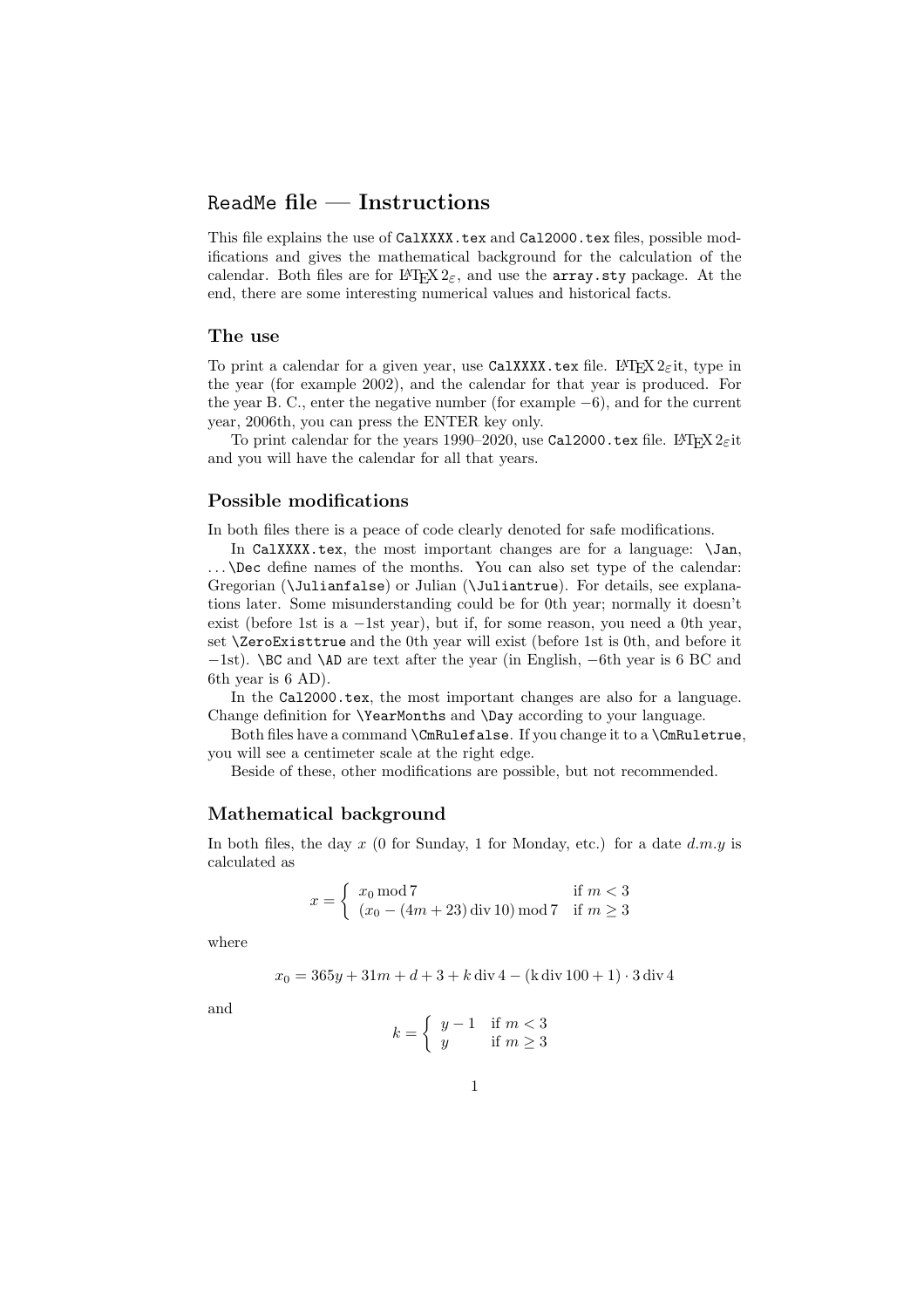# `ReadMe` file — Instructions

This file explains the use of `CalXXXX.tex` and `Cal2000.tex` files, possible modifications and gives the mathematical background for the calculation of the calendar. Both files are for LaTeX $2_\varepsilon$, and use the `array.sty` package. At the end, there are some interesting numerical values and historical facts.

## The use

To print a calendar for a given year, use `CalXXXX.tex` file. LaTeX $2_\varepsilon$it, type in the year (for example 2002), and the calendar for that year is produced. For the year B. C., enter the negative number (for example $-6$), and for the current year, 2006th, you can press the ENTER key only.

To print calendar for the years 1990–2020, use `Cal2000.tex` file. LaTeX $2_\varepsilon$it and you will have the calendar for all that years.

## Possible modifications

In both files there is a peace of code clearly denoted for safe modifications.

In `CalXXXX.tex`, the most important changes are for a language: `\Jan`, ...`\Dec` define names of the months. You can also set type of the calendar: Gregorian (`\Julianfalse`) or Julian (`\Juliantrue`). For details, see explanations later. Some misunderstanding could be for 0th year; normally it doesn't exist (before 1st is a $-1$st year), but if, for some reason, you need a 0th year, set `\ZeroExisttrue` and the 0th year will exist (before 1st is 0th, and before it $-1$st). `\BC` and `\AD` are text after the year (in English, $-6$th year is 6 BC and 6th year is 6 AD).

In the `Cal2000.tex`, the most important changes are also for a language. Change definition for `\YearMonths` and `\Day` according to your language.

Both files have a command `\CmRulefalse`. If you change it to a `\CmRuletrue`, you will see a centimeter scale at the right edge.

Beside of these, other modifications are possible, but not recommended.

## Mathematical background

In both files, the day $x$ (0 for Sunday, 1 for Monday, etc.) for a date $d.m.y$ is calculated as

$$x = \begin{cases} x_0 \bmod 7 & \text{if } m < 3 \\ (x_0 - (4m+23) \operatorname{div} 10) \bmod 7 & \text{if } m \geq 3 \end{cases}$$

where

$$x_0 = 365y + 31m + d + 3 + k \operatorname{div} 4 - (\mathrm{k} \operatorname{div} 100 + 1) \cdot 3 \operatorname{div} 4$$

and

$$k = \begin{cases} y - 1 & \text{if } m < 3 \\ y & \text{if } m \geq 3 \end{cases}$$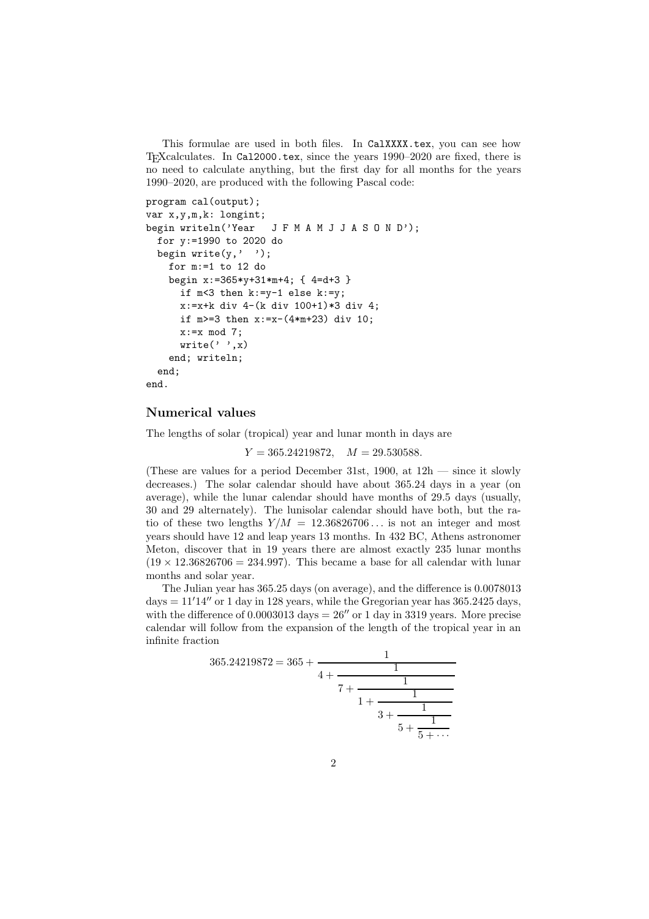This formulae are used in both files. In `CalXXXX.tex`, you can see how TEXcalculates. In `Cal2000.tex`, since the years 1990–2020 are fixed, there is no need to calculate anything, but the first day for all months for the years 1990–2020, are produced with the following Pascal code:

```
program cal(output);
var x,y,m,k: longint;
begin writeln('Year   J F M A M J J A S O N D');
  for y:=1990 to 2020 do
  begin write(y,'  ');
    for m:=1 to 12 do
    begin x:=365*y+31*m+4; { 4=d+3 }
      if m<3 then k:=y-1 else k:=y;
      x:=x+k div 4-(k div 100+1)*3 div 4;
      if m>=3 then x:=x-(4*m+23) div 10;
      x:=x mod 7;
      write(' ',x)
    end; writeln;
  end;
end.
```

### Numerical values

The lengths of solar (tropical) year and lunar month in days are

$$Y = 365.24219872, \quad M = 29.530588.$$

(These are values for a period December 31st, 1900, at 12h — since it slowly decreases.) The solar calendar should have about 365.24 days in a year (on average), while the lunar calendar should have months of 29.5 days (usually, 30 and 29 alternately). The lunisolar calendar should have both, but the ratio of these two lengths $Y/M = 12.36826706\ldots$ is not an integer and most years should have 12 and leap years 13 months. In 432 BC, Athens astronomer Meton, discover that in 19 years there are almost exactly 235 lunar months ($19 \times 12.36826706 = 234.997$). This became a base for all calendar with lunar months and solar year.

The Julian year has 365.25 days (on average), and the difference is 0.0078013 days $= 11'14''$ or 1 day in 128 years, while the Gregorian year has 365.2425 days, with the difference of 0.0003013 days $= 26''$ or 1 day in 3319 years. More precise calendar will follow from the expansion of the length of the tropical year in an infinite fraction

$$365.24219872 = 365 + \cfrac{1}{4 + \cfrac{1}{7 + \cfrac{1}{1 + \cfrac{1}{3 + \cfrac{1}{5 + \cfrac{1}{5 + \cdots}}}}}}$$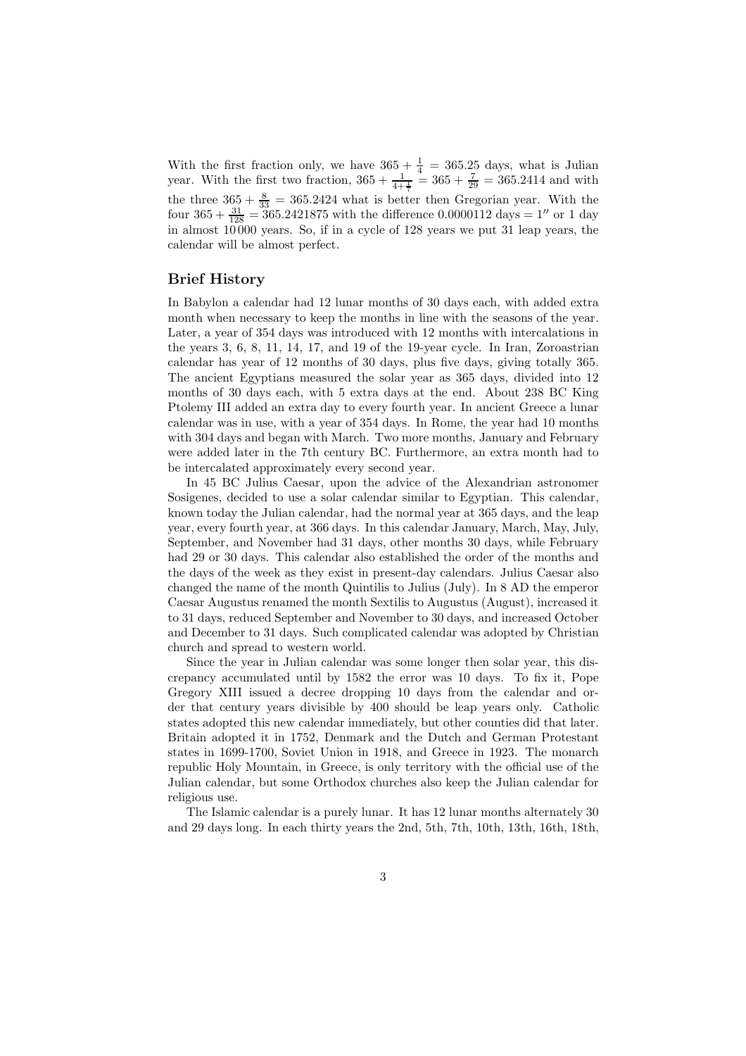With the first fraction only, we have $365 + \frac{1}{4} = 365.25$ days, what is Julian year. With the first two fraction, $365 + \frac{1}{4+\frac{1}{7}} = 365 + \frac{7}{29} = 365.2414$ and with the three $365 + \frac{8}{33} = 365.2424$ what is better then Gregorian year. With the four $365 + \frac{31}{128} = 365.2421875$ with the difference $0.0000112$ days $= 1''$ or 1 day in almost 10 000 years. So, if in a cycle of 128 years we put 31 leap years, the calendar will be almost perfect.

## Brief History

In Babylon a calendar had 12 lunar months of 30 days each, with added extra month when necessary to keep the months in line with the seasons of the year. Later, a year of 354 days was introduced with 12 months with intercalations in the years 3, 6, 8, 11, 14, 17, and 19 of the 19-year cycle. In Iran, Zoroastrian calendar has year of 12 months of 30 days, plus five days, giving totally 365. The ancient Egyptians measured the solar year as 365 days, divided into 12 months of 30 days each, with 5 extra days at the end. About 238 BC King Ptolemy III added an extra day to every fourth year. In ancient Greece a lunar calendar was in use, with a year of 354 days. In Rome, the year had 10 months with 304 days and began with March. Two more months, January and February were added later in the 7th century BC. Furthermore, an extra month had to be intercalated approximately every second year.

In 45 BC Julius Caesar, upon the advice of the Alexandrian astronomer Sosigenes, decided to use a solar calendar similar to Egyptian. This calendar, known today the Julian calendar, had the normal year at 365 days, and the leap year, every fourth year, at 366 days. In this calendar January, March, May, July, September, and November had 31 days, other months 30 days, while February had 29 or 30 days. This calendar also established the order of the months and the days of the week as they exist in present-day calendars. Julius Caesar also changed the name of the month Quintilis to Julius (July). In 8 AD the emperor Caesar Augustus renamed the month Sextilis to Augustus (August), increased it to 31 days, reduced September and November to 30 days, and increased October and December to 31 days. Such complicated calendar was adopted by Christian church and spread to western world.

Since the year in Julian calendar was some longer then solar year, this discrepancy accumulated until by 1582 the error was 10 days. To fix it, Pope Gregory XIII issued a decree dropping 10 days from the calendar and order that century years divisible by 400 should be leap years only. Catholic states adopted this new calendar immediately, but other counties did that later. Britain adopted it in 1752, Denmark and the Dutch and German Protestant states in 1699-1700, Soviet Union in 1918, and Greece in 1923. The monarch republic Holy Mountain, in Greece, is only territory with the official use of the Julian calendar, but some Orthodox churches also keep the Julian calendar for religious use.

The Islamic calendar is a purely lunar. It has 12 lunar months alternately 30 and 29 days long. In each thirty years the 2nd, 5th, 7th, 10th, 13th, 16th, 18th,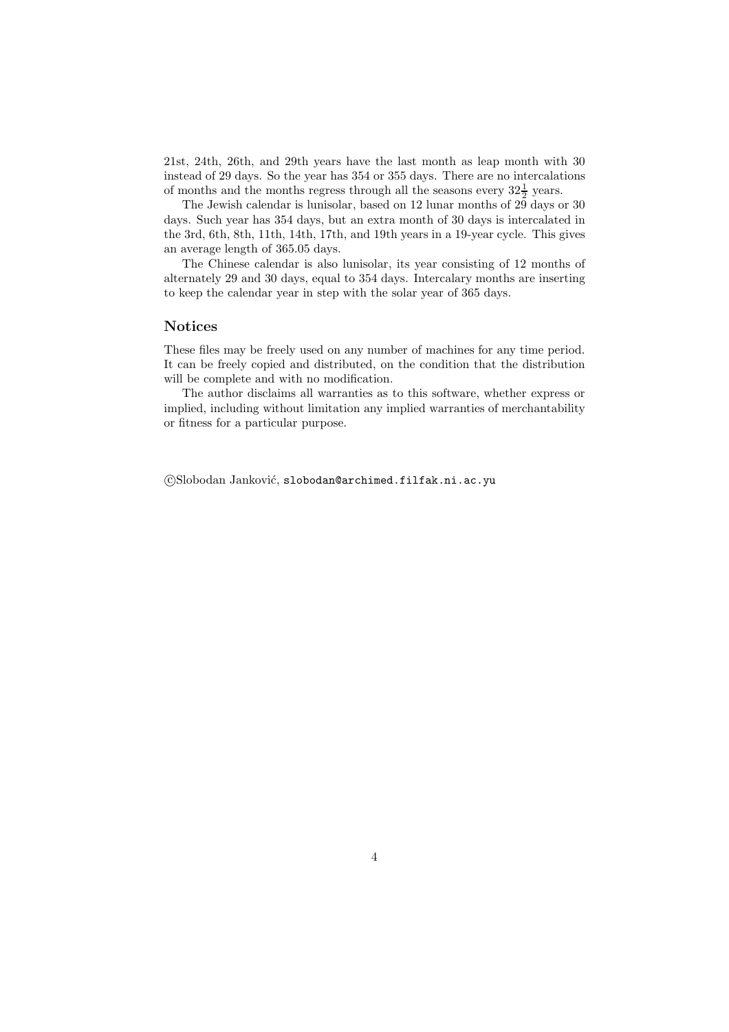21st, 24th, 26th, and 29th years have the last month as leap month with 30 instead of 29 days. So the year has 354 or 355 days. There are no intercalations of months and the months regress through all the seasons every $32\frac{1}{2}$ years.

The Jewish calendar is lunisolar, based on 12 lunar months of 29 days or 30 days. Such year has 354 days, but an extra month of 30 days is intercalated in the 3rd, 6th, 8th, 11th, 14th, 17th, and 19th years in a 19-year cycle. This gives an average length of 365.05 days.

The Chinese calendar is also lunisolar, its year consisting of 12 months of alternately 29 and 30 days, equal to 354 days. Intercalary months are inserting to keep the calendar year in step with the solar year of 365 days.

## Notices

These files may be freely used on any number of machines for any time period. It can be freely copied and distributed, on the condition that the distribution will be complete and with no modification.

The author disclaims all warranties as to this software, whether express or implied, including without limitation any implied warranties of merchantability or fitness for a particular purpose.

©Slobodan Janković, `slobodan@archimed.filfak.ni.ac.yu`